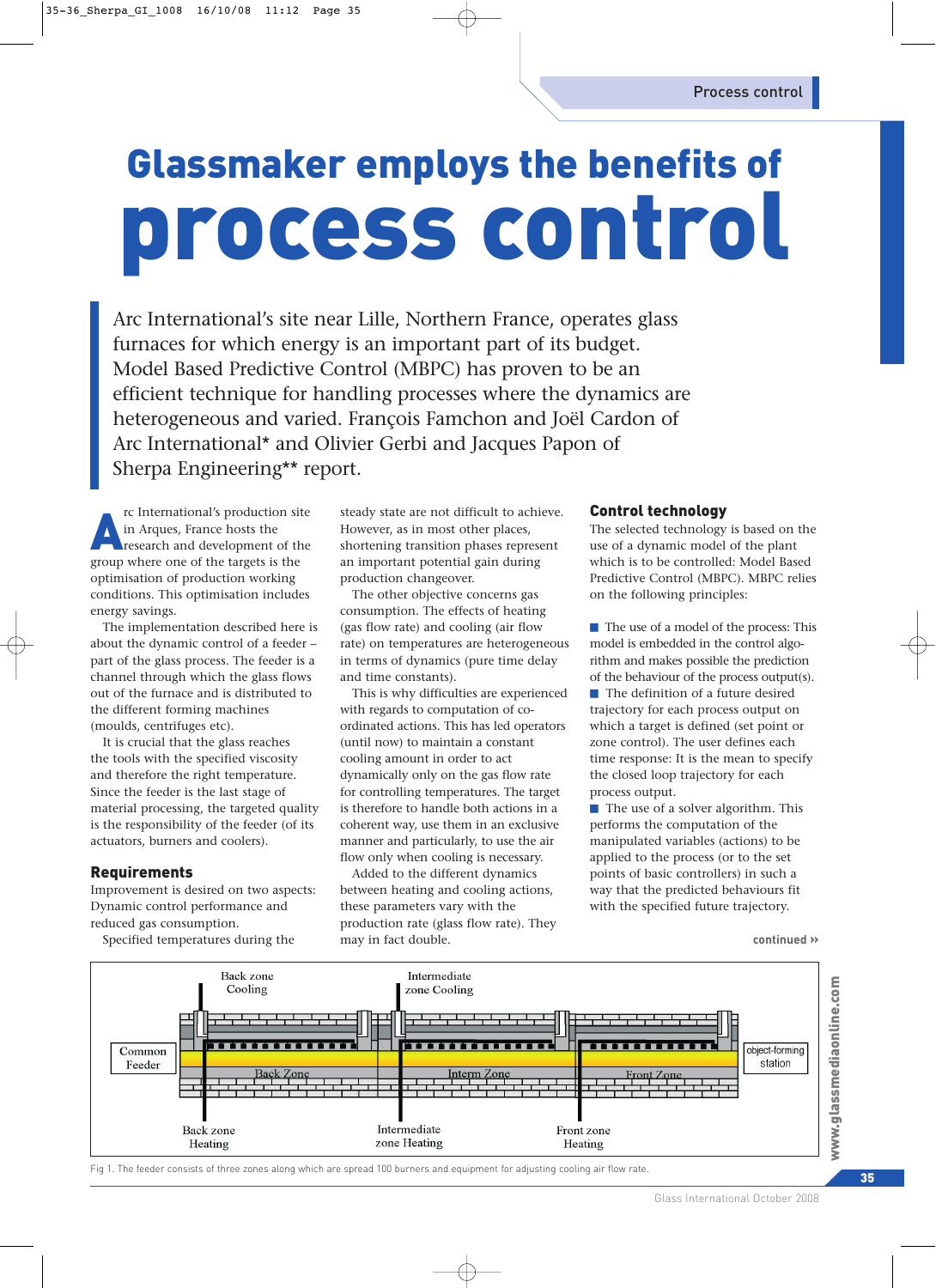# Glassmaker employs the benefits of process control

Arc International's site near Lille, Northern France, operates glass furnaces for which energy is an important part of its budget. Model Based Predictive Control (MBPC) has proven to be an efficient technique for handling processes where the dynamics are heterogeneous and varied. François Famchon and Joël Cardon of Arc International* and Olivier Gerbi and Jacques Papon of Sherpa Engineering** report.

Arc International's production site in Arques, France hosts the research and development of the group where one of the targets is the optimisation of production working conditions. This optimisation includes energy savings.

The implementation described here is about the dynamic control of a feeder – part of the glass process. The feeder is a channel through which the glass flows out of the furnace and is distributed to the different forming machines (moulds, centrifuges etc).

It is crucial that the glass reaches the tools with the specified viscosity and therefore the right temperature. Since the feeder is the last stage of material processing, the targeted quality is the responsibility of the feeder (of its actuators, burners and coolers).

## Requirements

Improvement is desired on two aspects: Dynamic control performance and reduced gas consumption.

Specified temperatures during the steady state are not difficult to achieve. However, as in most other places, shortening transition phases represent an important potential gain during production changeover.

The other objective concerns gas consumption. The effects of heating (gas flow rate) and cooling (air flow rate) on temperatures are heterogeneous in terms of dynamics (pure time delay and time constants).

This is why difficulties are experienced with regards to computation of co-ordinated actions. This has led operators (until now) to maintain a constant cooling amount in order to act dynamically only on the gas flow rate for controlling temperatures. The target is therefore to handle both actions in a coherent way, use them in an exclusive manner and particularly, to use the air flow only when cooling is necessary.

Added to the different dynamics between heating and cooling actions, these parameters vary with the production rate (glass flow rate). They may in fact double.

## Control technology

The selected technology is based on the use of a dynamic model of the plant which is to be controlled: Model Based Predictive Control (MBPC). MBPC relies on the following principles:

- The use of a model of the process: This model is embedded in the control algorithm and makes possible the prediction of the behaviour of the process output(s).
- The definition of a future desired trajectory for each process output on which a target is defined (set point or zone control). The user defines each time response: It is the mean to specify the closed loop trajectory for each process output.
- The use of a solver algorithm. This performs the computation of the manipulated variables (actions) to be applied to the process (or to the set points of basic controllers) in such a way that the predicted behaviours fit with the specified future trajectory.

continued »

Fig 1. The feeder consists of three zones along which are spread 100 burners and equipment for adjusting cooling air flow rate.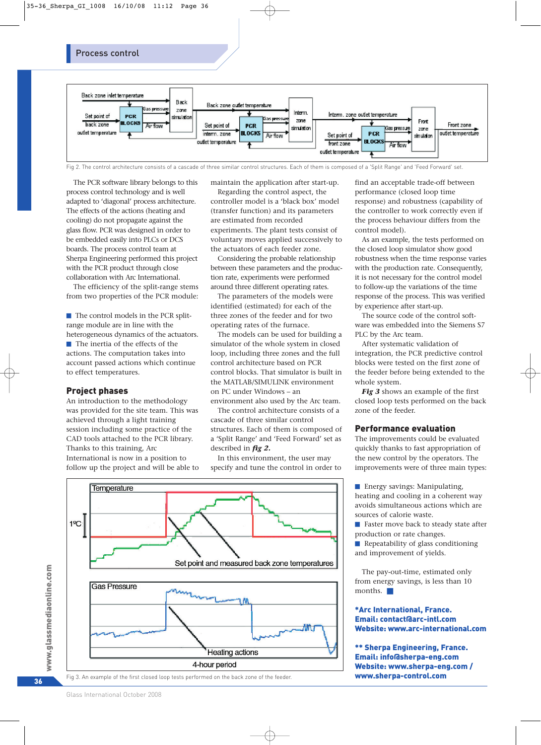Back zone inlet temperature

Set point of back zone outlet temperature

PCR BLOCKS

Gas pressure

Air flow

Back zone simulation

Back zone outlet temperature

Set point of interm. zone outlet temperature

PCR BLOCKS

Gas pressure

Air flow

Interm. zone simulation

Interm. zone outlet temperature

Set point of front zone outlet temperature

PCR BLOCKS

Gas pressure

Air flow

Front zone simulation

Front zone outlet temperature

Fig 2. The control architecture consists of a cascade of three similar control structures. Each of them is composed of a 'Split Range' and 'Feed Forward' set.

The PCR software library belongs to this process control technology and is well adapted to 'diagonal' process architecture. The effects of the actions (heating and cooling) do not propagate against the glass flow. PCR was designed in order to be embedded easily into PLCs or DCS boards. The process control team at Sherpa Engineering performed this project with the PCR product through close collaboration with Arc International.

The efficiency of the split-range stems from two properties of the PCR module:

- The control models in the PCR split-range module are in line with the heterogeneous dynamics of the actuators.
- The inertia of the effects of the actions. The computation takes into account passed actions which continue to effect temperatures.

## Project phases

An introduction to the methodology was provided for the site team. This was achieved through a light training session including some practice of the CAD tools attached to the PCR library. Thanks to this training, Arc International is now in a position to follow up the project and will be able to maintain the application after start-up.

Regarding the control aspect, the controller model is a 'black box' model (transfer function) and its parameters are estimated from recorded experiments. The plant tests consist of voluntary moves applied successively to the actuators of each feeder zone.

Considering the probable relationship between these parameters and the production rate, experiments were performed around three different operating rates.

The parameters of the models were identified (estimated) for each of the three zones of the feeder and for two operating rates of the furnace.

The models can be used for building a simulator of the whole system in closed loop, including three zones and the full control architecture based on PCR control blocks. That simulator is built in the MATLAB/SIMULINK environment on PC under Windows – an environment also used by the Arc team.

The control architecture consists of a cascade of three similar control structures. Each of them is composed of a 'Split Range' and 'Feed Forward' set as described in ***fig 2.***

In this environment, the user may specify and tune the control in order to find an acceptable trade-off between performance (closed loop time response) and robustness (capability of the controller to work correctly even if the process behaviour differs from the control model).

As an example, the tests performed on the closed loop simulator show good robustness when the time response varies with the production rate. Consequently, it is not necessary for the control model to follow-up the variations of the time response of the process. This was verified by experience after start-up.

The source code of the control software was embedded into the Siemens S7 PLC by the Arc team.

After systematic validation of integration, the PCR predictive control blocks were tested on the first zone of the feeder before being extended to the whole system.

***Fig 3*** shows an example of the first closed loop tests performed on the back zone of the feeder.

Temperature

1°C

Set point and measured back zone temperatures

Gas Pressure

Heating actions

4-hour period

Fig 3. An example of the first closed loop tests performed on the back zone of the feeder.

## Performance evaluation

The improvements could be evaluated quickly thanks to fast appropriation of the new control by the operators. The improvements were of three main types:

- Energy savings: Manipulating, heating and cooling in a coherent way avoids simultaneous actions which are sources of calorie waste.
- Faster move back to steady state after production or rate changes.
- Repeatability of glass conditioning and improvement of yields.

The pay-out-time, estimated only from energy savings, is less than 10 months. ■

**\*Arc International, France.**
**Email: contact@arc-intl.com**
**Website: www.arc-international.com**

**\*\* Sherpa Engineering, France.**
**Email: info@sherpa-eng.com**
**Website: www.sherpa-eng.com / www.sherpa-control.com**